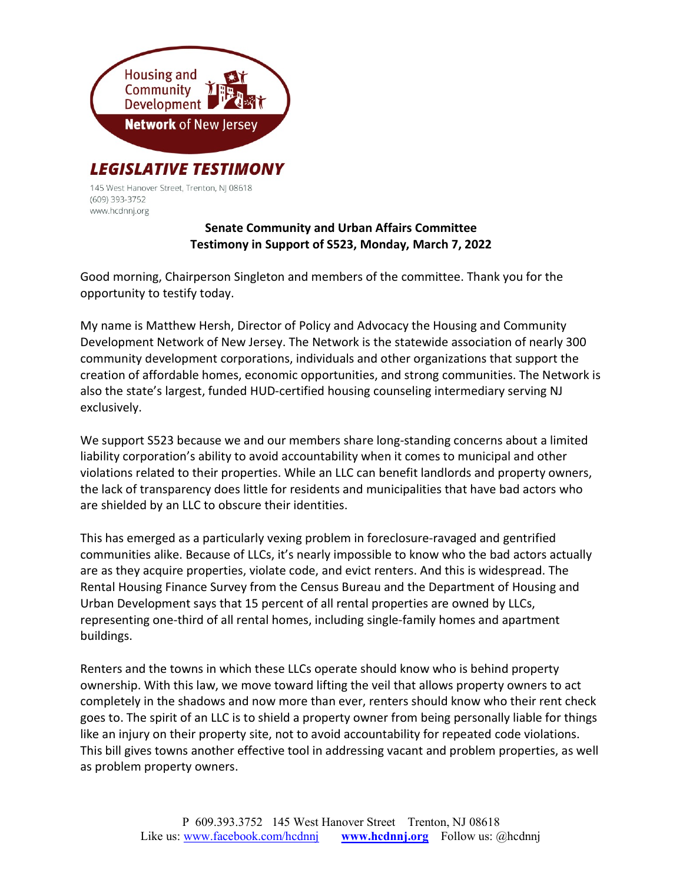Housing and Community Development **Network** of New Jersey

***LEGISLATIVE TESTIMONY***

145 West Hanover Street, Trenton, NJ 08618
(609) 393-3752
www.hcdnnj.org

**Senate Community and Urban Affairs Committee**
**Testimony in Support of S523, Monday, March 7, 2022**

Good morning, Chairperson Singleton and members of the committee. Thank you for the opportunity to testify today.

My name is Matthew Hersh, Director of Policy and Advocacy the Housing and Community Development Network of New Jersey. The Network is the statewide association of nearly 300 community development corporations, individuals and other organizations that support the creation of affordable homes, economic opportunities, and strong communities. The Network is also the state's largest, funded HUD-certified housing counseling intermediary serving NJ exclusively.

We support S523 because we and our members share long-standing concerns about a limited liability corporation's ability to avoid accountability when it comes to municipal and other violations related to their properties. While an LLC can benefit landlords and property owners, the lack of transparency does little for residents and municipalities that have bad actors who are shielded by an LLC to obscure their identities.

This has emerged as a particularly vexing problem in foreclosure-ravaged and gentrified communities alike. Because of LLCs, it's nearly impossible to know who the bad actors actually are as they acquire properties, violate code, and evict renters. And this is widespread. The Rental Housing Finance Survey from the Census Bureau and the Department of Housing and Urban Development says that 15 percent of all rental properties are owned by LLCs, representing one-third of all rental homes, including single-family homes and apartment buildings.

Renters and the towns in which these LLCs operate should know who is behind property ownership. With this law, we move toward lifting the veil that allows property owners to act completely in the shadows and now more than ever, renters should know who their rent check goes to. The spirit of an LLC is to shield a property owner from being personally liable for things like an injury on their property site, not to avoid accountability for repeated code violations. This bill gives towns another effective tool in addressing vacant and problem properties, as well as problem property owners.

P 609.393.3752 145 West Hanover Street Trenton, NJ 08618
Like us: www.facebook.com/hcdnnj **www.hcdnnj.org** Follow us: @hcdnnj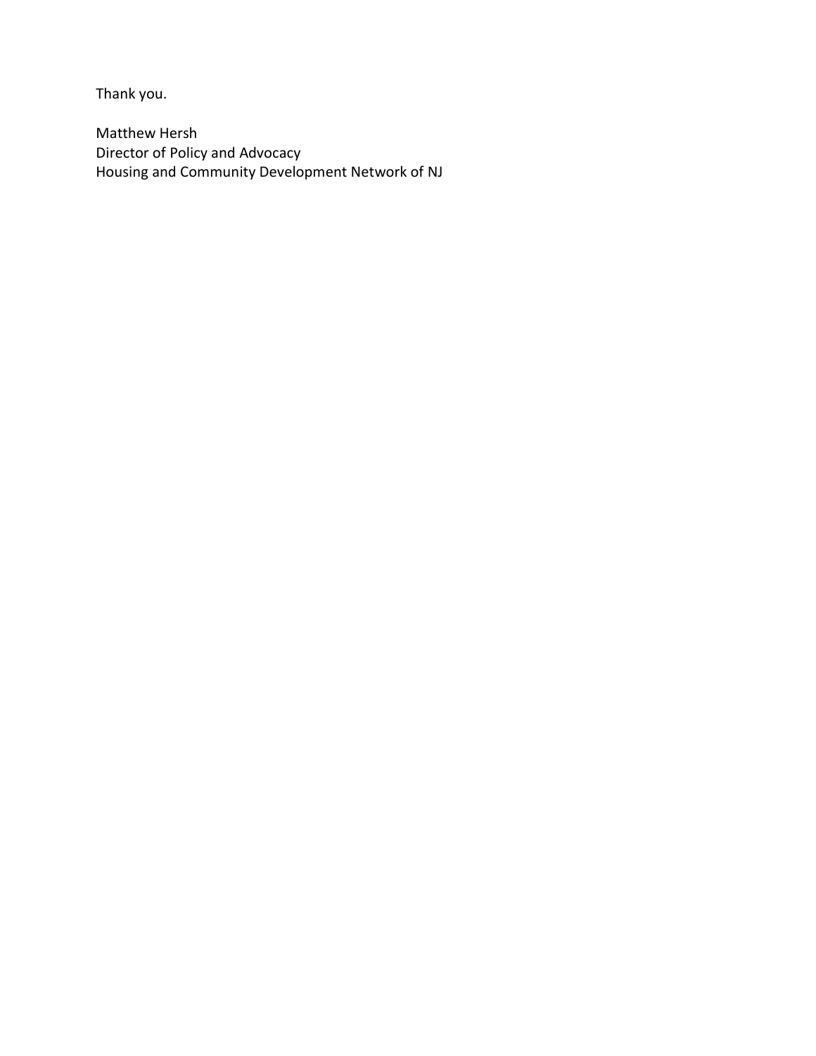Thank you.

Matthew Hersh
Director of Policy and Advocacy
Housing and Community Development Network of NJ